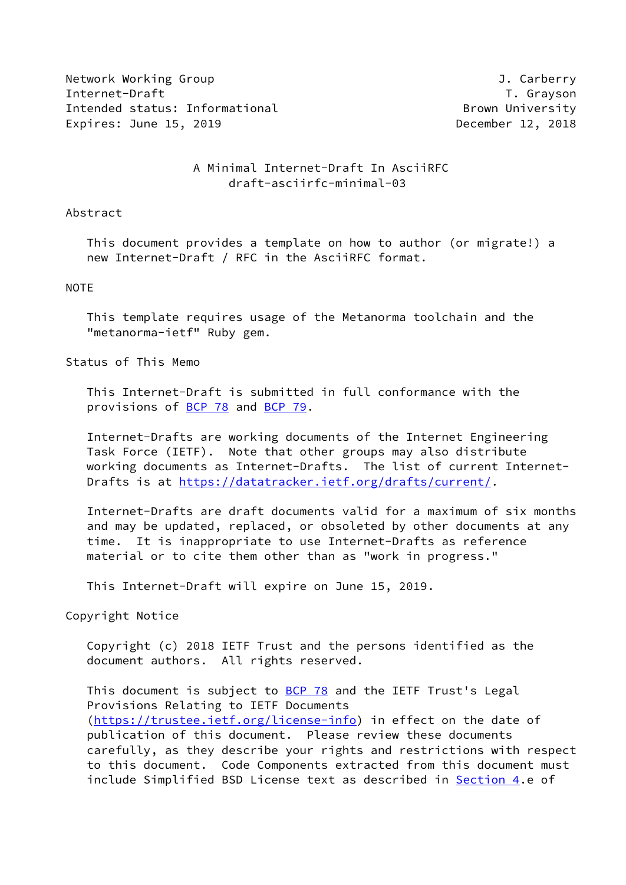Network Working Group J. Carberry
Internet-Draft T. Grayson
Intended status: Informational Brown University
Expires: June 15, 2019 December 12, 2018

# A Minimal Internet-Draft In AsciiRFC
draft-asciirfc-minimal-03

## Abstract

This document provides a template on how to author (or migrate!) a new Internet-Draft / RFC in the AsciiRFC format.

## NOTE

This template requires usage of the Metanorma toolchain and the "metanorma-ietf" Ruby gem.

## Status of This Memo

This Internet-Draft is submitted in full conformance with the provisions of BCP 78 and BCP 79.

Internet-Drafts are working documents of the Internet Engineering Task Force (IETF). Note that other groups may also distribute working documents as Internet-Drafts. The list of current Internet-Drafts is at https://datatracker.ietf.org/drafts/current/.

Internet-Drafts are draft documents valid for a maximum of six months and may be updated, replaced, or obsoleted by other documents at any time. It is inappropriate to use Internet-Drafts as reference material or to cite them other than as "work in progress."

This Internet-Draft will expire on June 15, 2019.

## Copyright Notice

Copyright (c) 2018 IETF Trust and the persons identified as the document authors. All rights reserved.

This document is subject to BCP 78 and the IETF Trust's Legal Provisions Relating to IETF Documents (https://trustee.ietf.org/license-info) in effect on the date of publication of this document. Please review these documents carefully, as they describe your rights and restrictions with respect to this document. Code Components extracted from this document must include Simplified BSD License text as described in Section 4.e of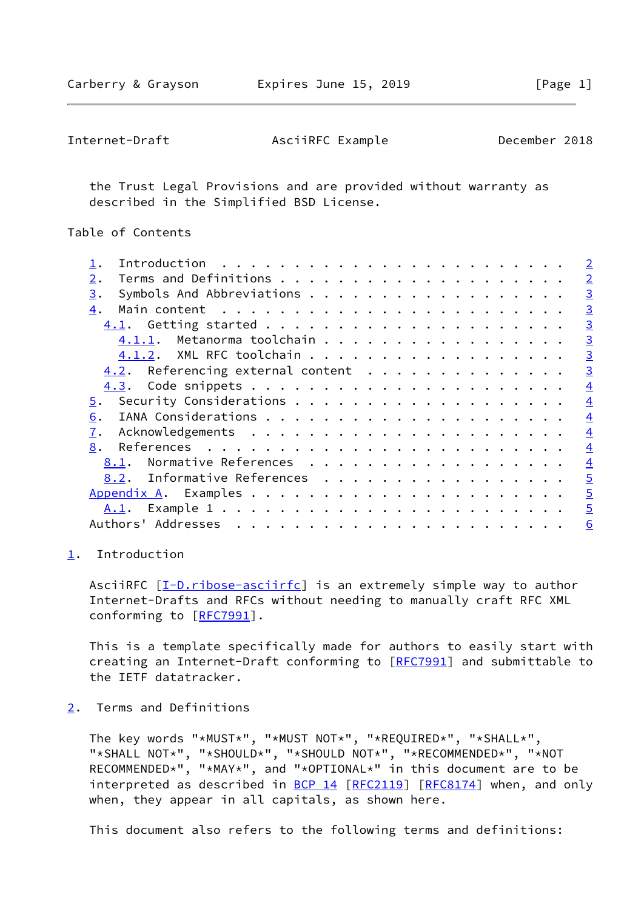the Trust Legal Provisions and are provided without warranty as described in the Simplified BSD License.

## Table of Contents

- 1. Introduction . . . . . . . . . . . . . . . . . . . . . . . . 2
- 2. Terms and Definitions . . . . . . . . . . . . . . . . . . . . 2
- 3. Symbols And Abbreviations . . . . . . . . . . . . . . . . . . 3
- 4. Main content . . . . . . . . . . . . . . . . . . . . . . . . 3
  - 4.1. Getting started . . . . . . . . . . . . . . . . . . . . . 3
    - 4.1.1. Metanorma toolchain . . . . . . . . . . . . . . . . . 3
    - 4.1.2. XML RFC toolchain . . . . . . . . . . . . . . . . . . 3
  - 4.2. Referencing external content . . . . . . . . . . . . . . 3
  - 4.3. Code snippets . . . . . . . . . . . . . . . . . . . . . . 4
- 5. Security Considerations . . . . . . . . . . . . . . . . . . . 4
- 6. IANA Considerations . . . . . . . . . . . . . . . . . . . . . 4
- 7. Acknowledgements . . . . . . . . . . . . . . . . . . . . . . 4
- 8. References . . . . . . . . . . . . . . . . . . . . . . . . . 4
  - 8.1. Normative References . . . . . . . . . . . . . . . . . . 4
  - 8.2. Informative References . . . . . . . . . . . . . . . . . 5
- Appendix A. Examples . . . . . . . . . . . . . . . . . . . . . . 5
  - A.1. Example 1 . . . . . . . . . . . . . . . . . . . . . . . . 5
- Authors' Addresses . . . . . . . . . . . . . . . . . . . . . . . 6

## 1. Introduction

AsciiRFC [I-D.ribose-asciirfc] is an extremely simple way to author Internet-Drafts and RFCs without needing to manually craft RFC XML conforming to [RFC7991].

This is a template specifically made for authors to easily start with creating an Internet-Draft conforming to [RFC7991] and submittable to the IETF datatracker.

## 2. Terms and Definitions

The key words "*MUST*", "*MUST NOT*", "*REQUIRED*", "*SHALL*", "*SHALL NOT*", "*SHOULD*", "*SHOULD NOT*", "*RECOMMENDED*", "*NOT RECOMMENDED*", "*MAY*", and "*OPTIONAL*" in this document are to be interpreted as described in BCP 14 [RFC2119] [RFC8174] when, and only when, they appear in all capitals, as shown here.

This document also refers to the following terms and definitions: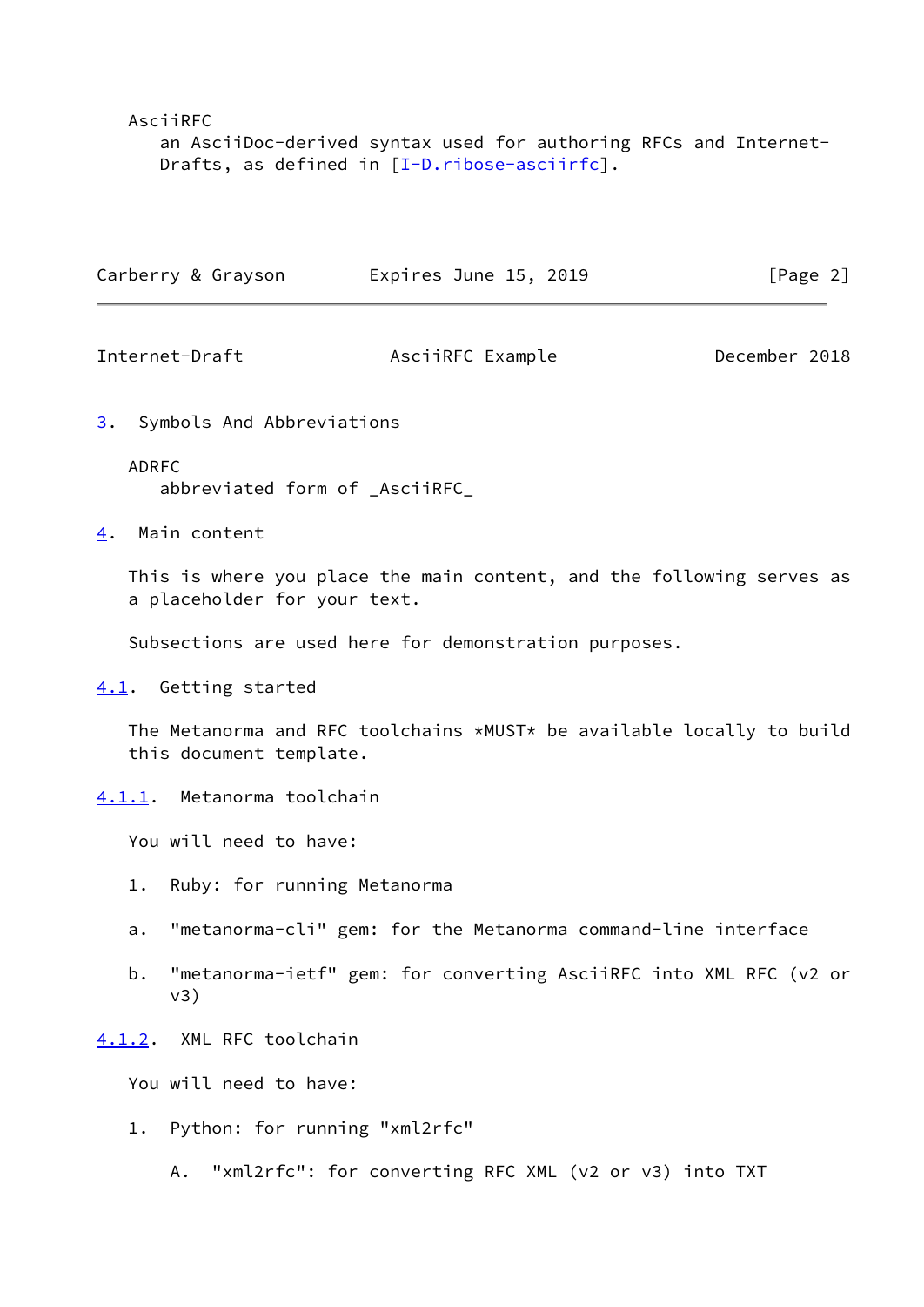AsciiRFC
   an AsciiDoc-derived syntax used for authoring RFCs and Internet-Drafts, as defined in [I-D.ribose-asciirfc].

## 3. Symbols And Abbreviations

ADRFC
   abbreviated form of _AsciiRFC_

## 4. Main content

This is where you place the main content, and the following serves as a placeholder for your text.

Subsections are used here for demonstration purposes.

### 4.1. Getting started

The Metanorma and RFC toolchains *MUST* be available locally to build this document template.

#### 4.1.1. Metanorma toolchain

You will need to have:

1. Ruby: for running Metanorma

a. "metanorma-cli" gem: for the Metanorma command-line interface

b. "metanorma-ietf" gem: for converting AsciiRFC into XML RFC (v2 or v3)

#### 4.1.2. XML RFC toolchain

You will need to have:

1. Python: for running "xml2rfc"

   A. "xml2rfc": for converting RFC XML (v2 or v3) into TXT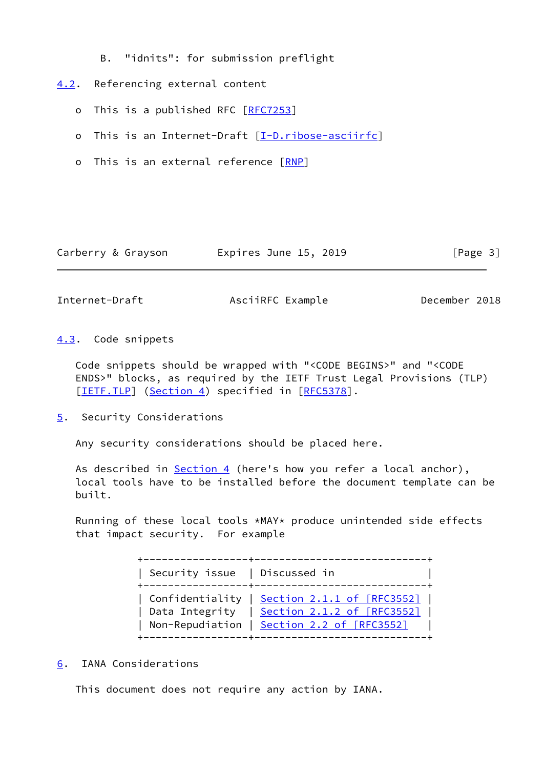B. "idnits": for submission preflight

### 4.2. Referencing external content

- This is a published RFC [RFC7253]
- This is an Internet-Draft [I-D.ribose-asciirfc]
- This is an external reference [RNP]

### 4.3. Code snippets

Code snippets should be wrapped with "<CODE BEGINS>" and "<CODE ENDS>" blocks, as required by the IETF Trust Legal Provisions (TLP) [IETF.TLP] (Section 4) specified in [RFC5378].

## 5. Security Considerations

Any security considerations should be placed here.

As described in Section 4 (here's how you refer a local anchor), local tools have to be installed before the document template can be built.

Running of these local tools *MAY* produce unintended side effects that impact security. For example

| Security issue | Discussed in |
|---|---|
| Confidentiality | Section 2.1.1 of [RFC3552] |
| Data Integrity | Section 2.1.2 of [RFC3552] |
| Non-Repudiation | Section 2.2 of [RFC3552] |

## 6. IANA Considerations

This document does not require any action by IANA.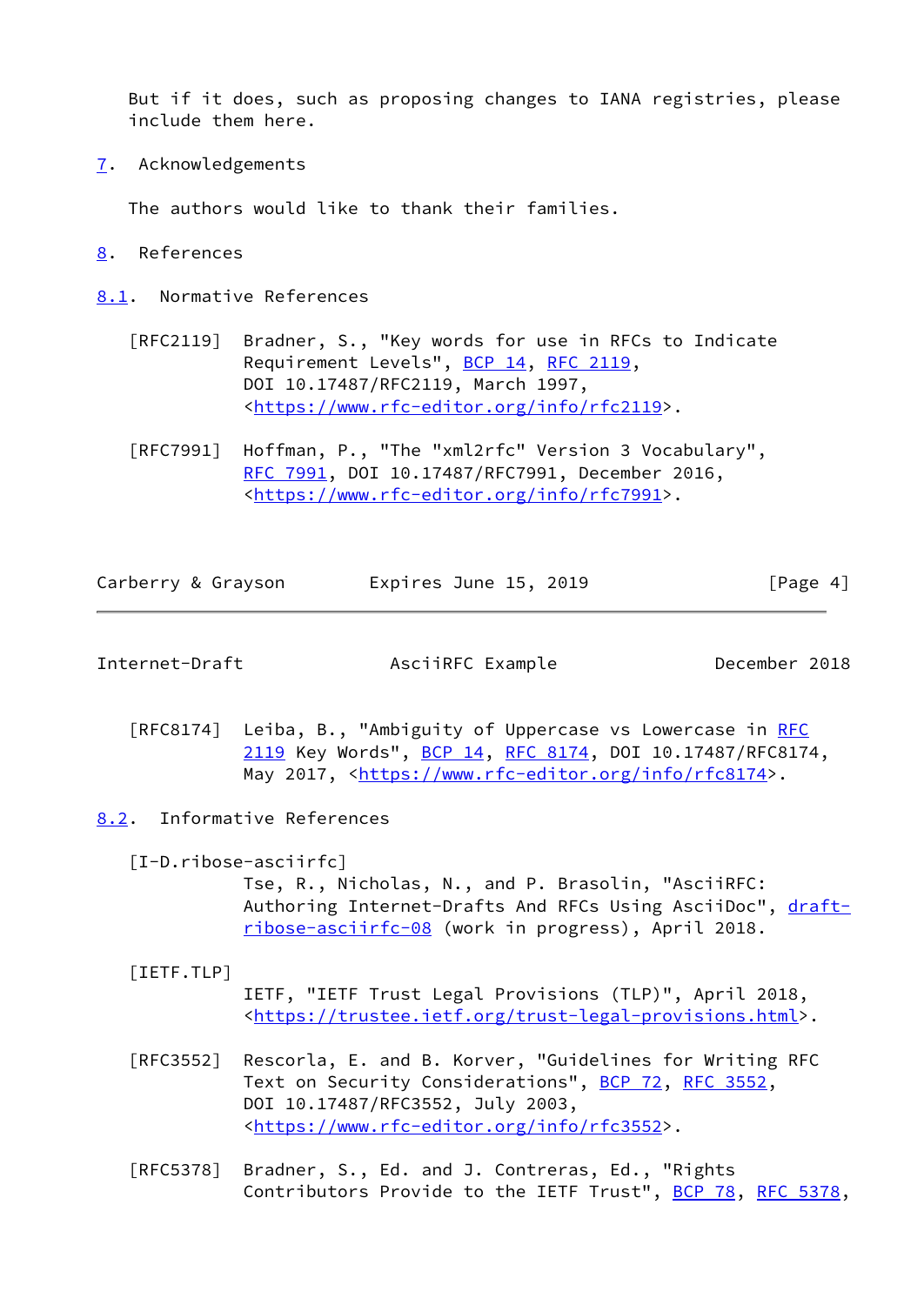But if it does, such as proposing changes to IANA registries, please include them here.

## 7. Acknowledgements

The authors would like to thank their families.

## 8. References

### 8.1. Normative References

[RFC2119] Bradner, S., "Key words for use in RFCs to Indicate Requirement Levels", BCP 14, RFC 2119, DOI 10.17487/RFC2119, March 1997, <https://www.rfc-editor.org/info/rfc2119>.

[RFC7991] Hoffman, P., "The "xml2rfc" Version 3 Vocabulary", RFC 7991, DOI 10.17487/RFC7991, December 2016, <https://www.rfc-editor.org/info/rfc7991>.

[RFC8174] Leiba, B., "Ambiguity of Uppercase vs Lowercase in RFC 2119 Key Words", BCP 14, RFC 8174, DOI 10.17487/RFC8174, May 2017, <https://www.rfc-editor.org/info/rfc8174>.

### 8.2. Informative References

[I-D.ribose-asciirfc]
Tse, R., Nicholas, N., and P. Brasolin, "AsciiRFC: Authoring Internet-Drafts And RFCs Using AsciiDoc", draft-ribose-asciirfc-08 (work in progress), April 2018.

[IETF.TLP]
IETF, "IETF Trust Legal Provisions (TLP)", April 2018, <https://trustee.ietf.org/trust-legal-provisions.html>.

[RFC3552] Rescorla, E. and B. Korver, "Guidelines for Writing RFC Text on Security Considerations", BCP 72, RFC 3552, DOI 10.17487/RFC3552, July 2003, <https://www.rfc-editor.org/info/rfc3552>.

[RFC5378] Bradner, S., Ed. and J. Contreras, Ed., "Rights Contributors Provide to the IETF Trust", BCP 78, RFC 5378,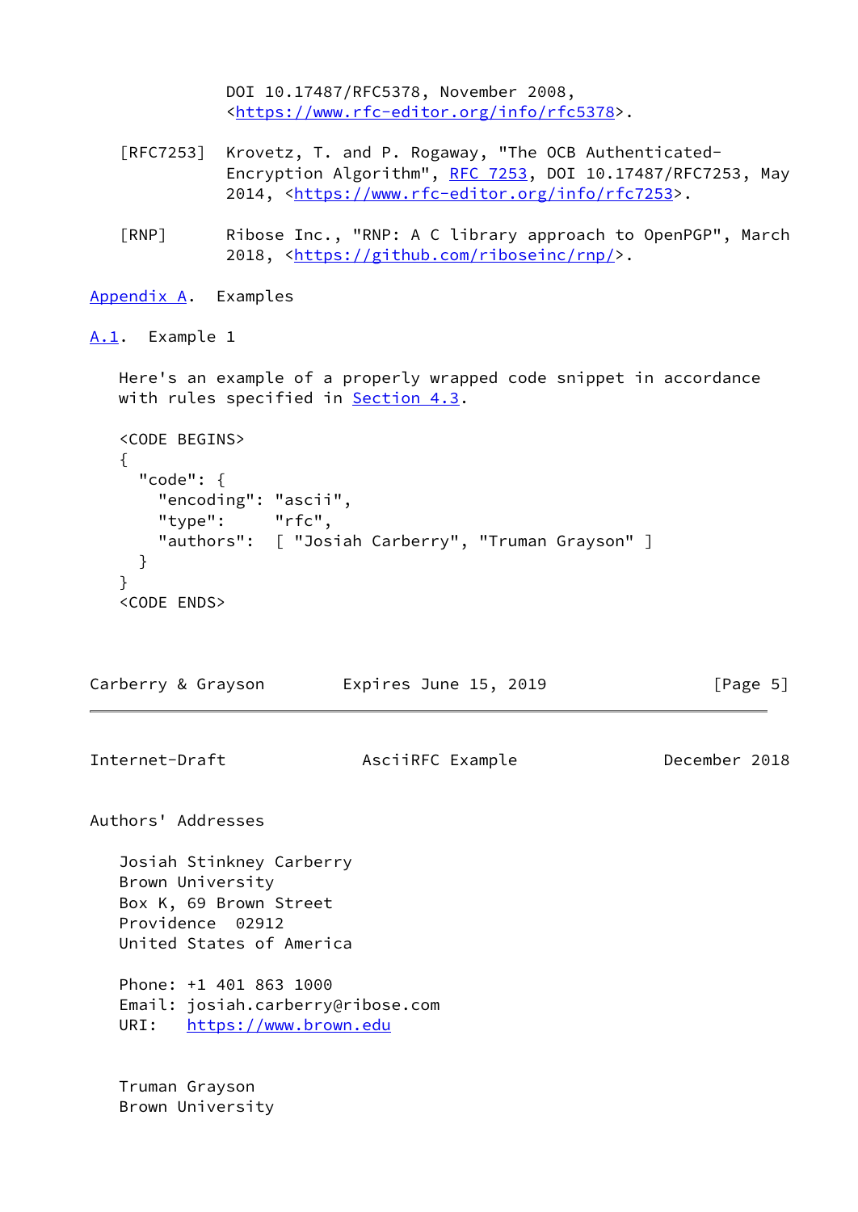DOI 10.17487/RFC5378, November 2008, <https://www.rfc-editor.org/info/rfc5378>.

[RFC7253] Krovetz, T. and P. Rogaway, "The OCB Authenticated-Encryption Algorithm", RFC 7253, DOI 10.17487/RFC7253, May 2014, <https://www.rfc-editor.org/info/rfc7253>.

[RNP] Ribose Inc., "RNP: A C library approach to OpenPGP", March 2018, <https://github.com/riboseinc/rnp/>.

# Appendix A. Examples

## A.1. Example 1

Here's an example of a properly wrapped code snippet in accordance with rules specified in Section 4.3.

```
<CODE BEGINS>
{
  "code": {
    "encoding": "ascii",
    "type":     "rfc",
    "authors":  [ "Josiah Carberry", "Truman Grayson" ]
  }
}
<CODE ENDS>
```

# Authors' Addresses

Josiah Stinkney Carberry
Brown University
Box K, 69 Brown Street
Providence  02912
United States of America

Phone: +1 401 863 1000
Email: josiah.carberry@ribose.com
URI:   https://www.brown.edu

Truman Grayson
Brown University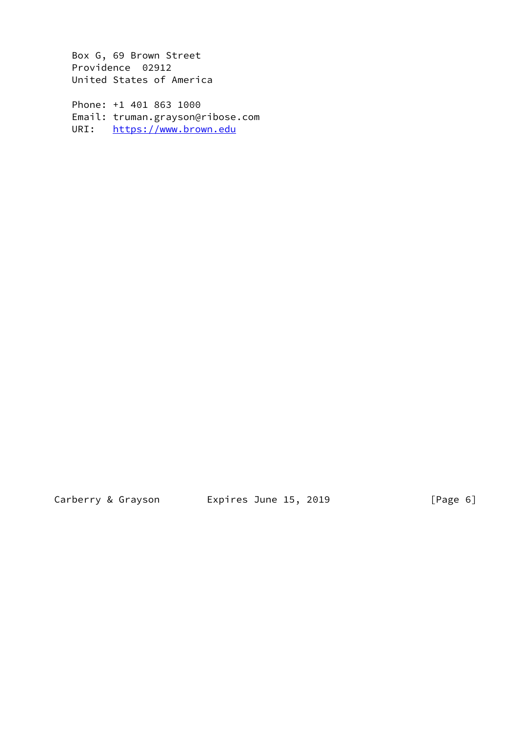Box G, 69 Brown Street
Providence  02912
United States of America

Phone: +1 401 863 1000
Email: truman.grayson@ribose.com
URI:   https://www.brown.edu